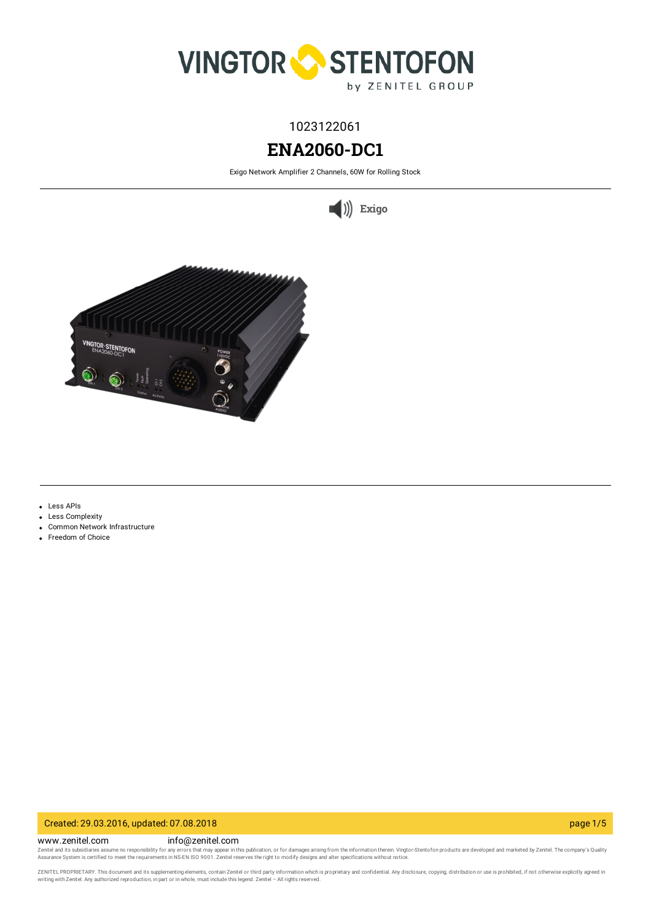1023122061

# ENA2060-DC1

Exigo Network Amplifier 2 Channels, 60W for Rolling Stock

Exigo

- Less APIs
- Less Complexity
- Common Network Infrastructure
- Freedom of Choice

Created: 29.03.2016, updated: 07.08.2018

www.zenitel.com info@zenitel.com

Zenitel and its subsidiaries assume no responsibility for any errors that may appear in this publication, or for damages arising from the information therein. Vingtor-Stentofon products are developed and marketed by Zenitel. The company's Quality Assurance System is certified to meet the requirements in NS-EN ISO 9001. Zenitel reserves the right to modify designs and alter specifications without notice.

ZENITEL PROPRIETARY. This document and its supplementing elements, contain Zenitel or third party information which is proprietary and confidential. Any disclosure, copying, distribution or use is prohibited, if not otherwise explicitly agreed in writing with Zenitel. Any authorized reproduction, in part or in whole, must include this legend. Zenitel – All rights reserved.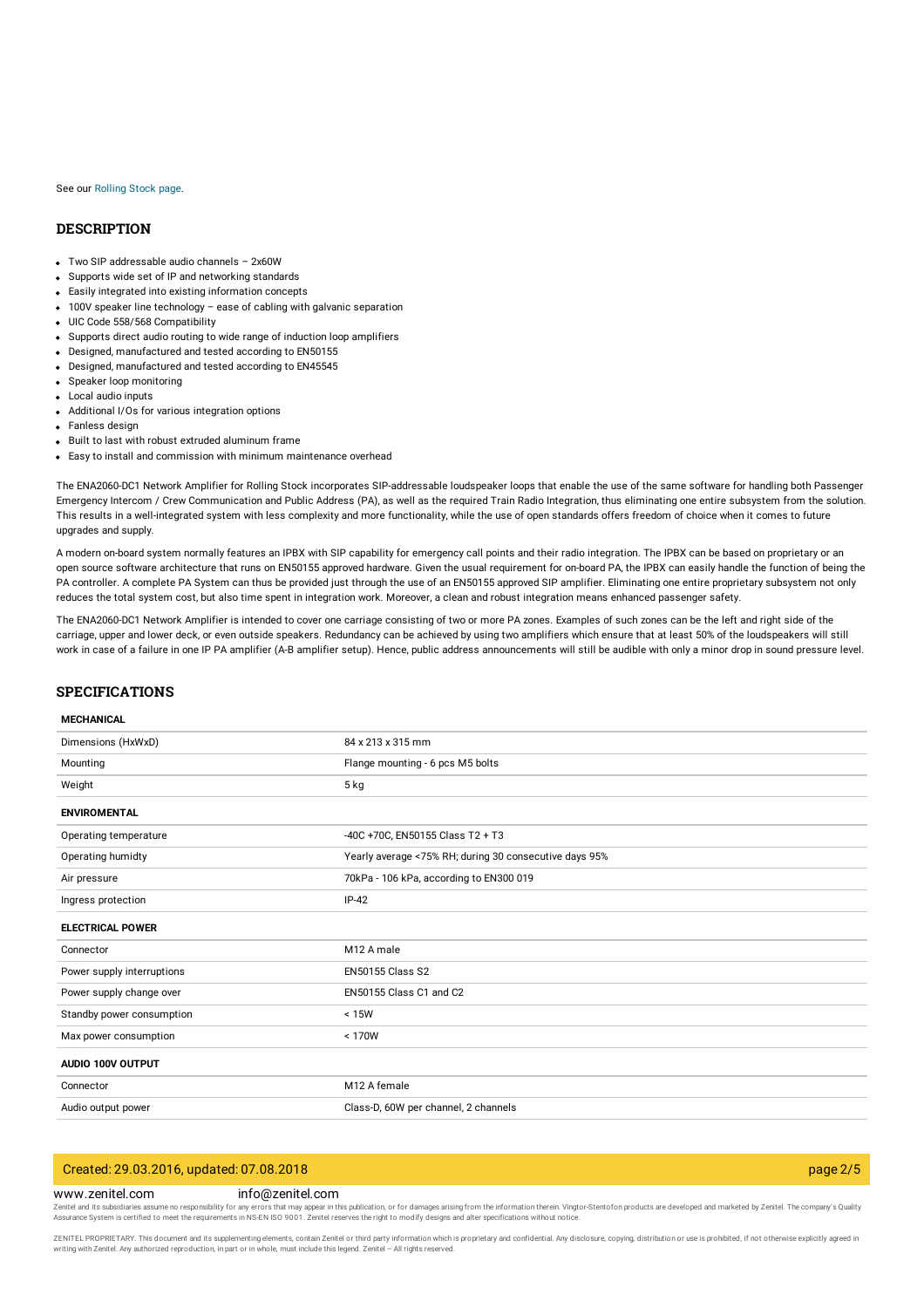See our Rolling Stock page.

## DESCRIPTION

- Two SIP addressable audio channels – 2x60W
- Supports wide set of IP and networking standards
- Easily integrated into existing information concepts
- 100V speaker line technology – ease of cabling with galvanic separation
- UIC Code 558/568 Compatibility
- Supports direct audio routing to wide range of induction loop amplifiers
- Designed, manufactured and tested according to EN50155
- Designed, manufactured and tested according to EN45545
- Speaker loop monitoring
- Local audio inputs
- Additional I/Os for various integration options
- Fanless design
- Built to last with robust extruded aluminum frame
- Easy to install and commission with minimum maintenance overhead

The ENA2060-DC1 Network Amplifier for Rolling Stock incorporates SIP-addressable loudspeaker loops that enable the use of the same software for handling both Passenger Emergency Intercom / Crew Communication and Public Address (PA), as well as the required Train Radio Integration, thus eliminating one entire subsystem from the solution. This results in a well-integrated system with less complexity and more functionality, while the use of open standards offers freedom of choice when it comes to future upgrades and supply.

A modern on-board system normally features an IPBX with SIP capability for emergency call points and their radio integration. The IPBX can be based on proprietary or an open source software architecture that runs on EN50155 approved hardware. Given the usual requirement for on-board PA, the IPBX can easily handle the function of being the PA controller. A complete PA System can thus be provided just through the use of an EN50155 approved SIP amplifier. Eliminating one entire proprietary subsystem not only reduces the total system cost, but also time spent in integration work. Moreover, a clean and robust integration means enhanced passenger safety.

The ENA2060-DC1 Network Amplifier is intended to cover one carriage consisting of two or more PA zones. Examples of such zones can be the left and right side of the carriage, upper and lower deck, or even outside speakers. Redundancy can be achieved by using two amplifiers which ensure that at least 50% of the loudspeakers will still work in case of a failure in one IP PA amplifier (A-B amplifier setup). Hence, public address announcements will still be audible with only a minor drop in sound pressure level.

## SPECIFICATIONS

| **MECHANICAL** | |
|---|---|
| Dimensions (HxWxD) | 84 x 213 x 315 mm |
| Mounting | Flange mounting - 6 pcs M5 bolts |
| Weight | 5 kg |
| **ENVIROMENTAL** | |
| Operating temperature | -40C +70C, EN50155 Class T2 + T3 |
| Operating humidty | Yearly average <75% RH; during 30 consecutive days 95% |
| Air pressure | 70kPa - 106 kPa, according to EN300 019 |
| Ingress protection | IP-42 |
| **ELECTRICAL POWER** | |
| Connector | M12 A male |
| Power supply interruptions | EN50155 Class S2 |
| Power supply change over | EN50155 Class C1 and C2 |
| Standby power consumption | < 15W |
| Max power consumption | < 170W |
| **AUDIO 100V OUTPUT** | |
| Connector | M12 A female |
| Audio output power | Class-D, 60W per channel, 2 channels |

Created: 29.03.2016, updated: 07.08.2018

www.zenitel.com info@zenitel.com

Zenitel and its subsidiaries assume no responsibility for any errors that may appear in this publication, or for damages arising from the information therein. Vingtor-Stentofon products are developed and marketed by Zenitel. The company's Quality Assurance System is certified to meet the requirements in NS-EN ISO 9001. Zenitel reserves the right to modify designs and alter specifications without notice.

ZENITEL PROPRIETARY. This document and its supplementing elements, contain Zenitel or third party information which is proprietary and confidential. Any disclosure, copying, distribution or use is prohibited, if not otherwise explicitly agreed in writing with Zenitel. Any authorized reproduction, in part or in whole, must include this legend. Zenitel – All rights reserved.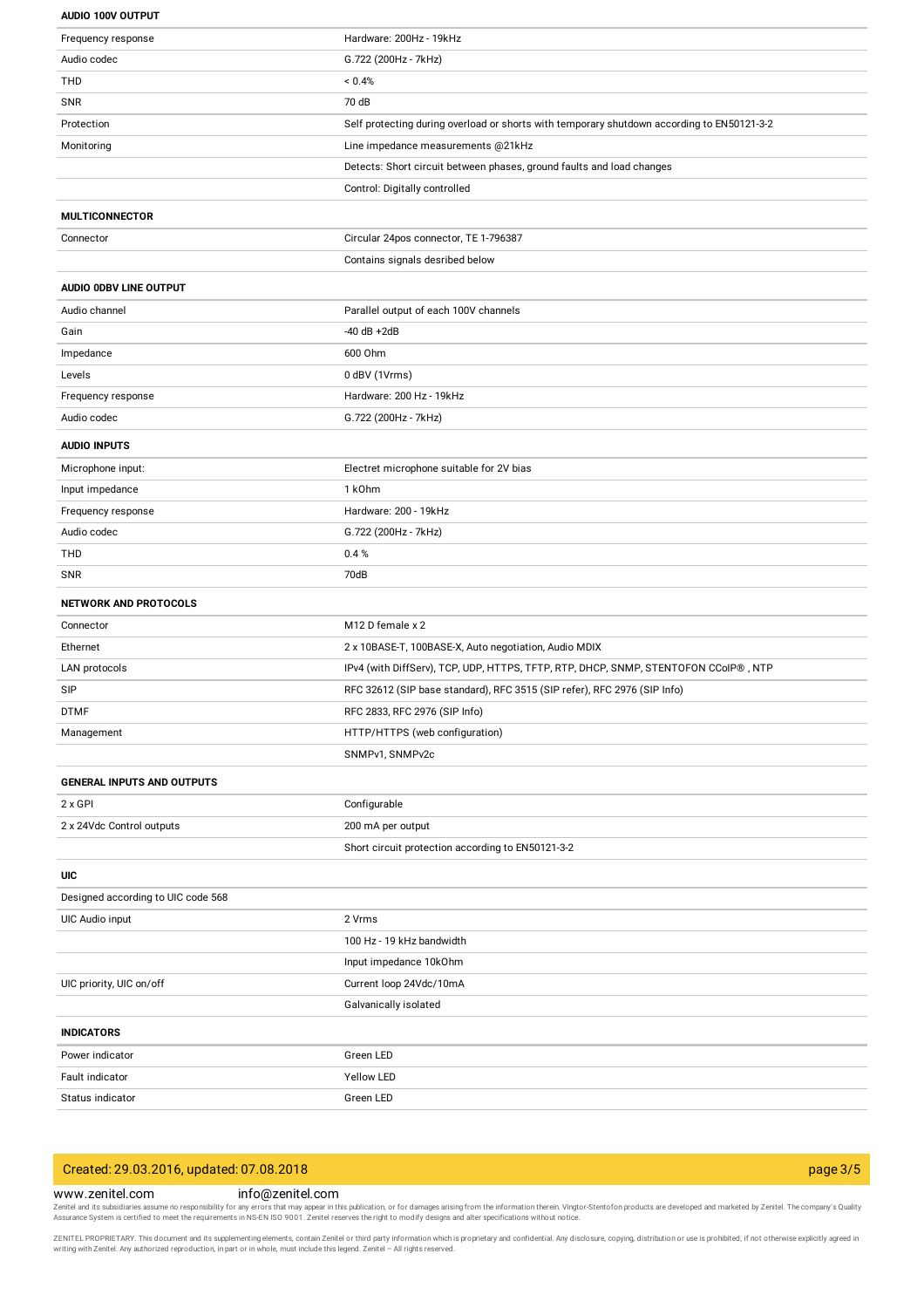#### AUDIO 100V OUTPUT

| | |
|---|---|
| Frequency response | Hardware: 200Hz - 19kHz |
| Audio codec | G.722 (200Hz - 7kHz) |
| THD | < 0.4% |
| SNR | 70 dB |
| Protection | Self protecting during overload or shorts with temporary shutdown according to EN50121-3-2 |
| Monitoring | Line impedance measurements @21kHz |
| | Detects: Short circuit between phases, ground faults and load changes |
| | Control: Digitally controlled |

#### MULTICONNECTOR

| | |
|---|---|
| Connector | Circular 24pos connector, TE 1-796387 |
| | Contains signals desribed below |

#### AUDIO 0DBV LINE OUTPUT

| | |
|---|---|
| Audio channel | Parallel output of each 100V channels |
| Gain | -40 dB +2dB |
| Impedance | 600 Ohm |
| Levels | 0 dBV (1Vrms) |
| Frequency response | Hardware: 200 Hz - 19kHz |
| Audio codec | G.722 (200Hz - 7kHz) |

#### AUDIO INPUTS

| | |
|---|---|
| Microphone input: | Electret microphone suitable for 2V bias |
| Input impedance | 1 kOhm |
| Frequency response | Hardware: 200 - 19kHz |
| Audio codec | G.722 (200Hz - 7kHz) |
| THD | 0.4 % |
| SNR | 70dB |

#### NETWORK AND PROTOCOLS

| | |
|---|---|
| Connector | M12 D female x 2 |
| Ethernet | 2 x 10BASE-T, 100BASE-X, Auto negotiation, Audio MDIX |
| LAN protocols | IPv4 (with DiffServ), TCP, UDP, HTTPS, TFTP, RTP, DHCP, SNMP, STENTOFON CCoIP® , NTP |
| SIP | RFC 32612 (SIP base standard), RFC 3515 (SIP refer), RFC 2976 (SIP Info) |
| DTMF | RFC 2833, RFC 2976 (SIP Info) |
| Management | HTTP/HTTPS (web configuration) |
| | SNMPv1, SNMPv2c |

#### GENERAL INPUTS AND OUTPUTS

| | |
|---|---|
| 2 x GPI | Configurable |
| 2 x 24Vdc Control outputs | 200 mA per output |
| | Short circuit protection according to EN50121-3-2 |

#### UIC

| | |
|---|---|
| Designed according to UIC code 568 | |
| UIC Audio input | 2 Vrms |
| | 100 Hz - 19 kHz bandwidth |
| | Input impedance 10kOhm |
| UIC priority, UIC on/off | Current loop 24Vdc/10mA |
| | Galvanically isolated |

#### INDICATORS

| | |
|---|---|
| Power indicator | Green LED |
| Fault indicator | Yellow LED |
| Status indicator | Green LED |

Created: 29.03.2016, updated: 07.08.2018

www.zenitel.com info@zenitel.com

Zenitel and its subsidiaries assume no responsibility for any errors that may appear in this publication, or for damages arising from the information therein. Vingtor-Stentofon products are developed and marketed by Zenitel. The company's Quality Assurance System is certified to meet the requirements in NS-EN ISO 9001. Zenitel reserves the right to modify designs and alter specifications without notice.

ZENITEL PROPRIETARY. This document and its supplementing elements, contain Zenitel or third party information which is proprietary and confidential. Any disclosure, copying, distribution or use is prohibited, if not otherwise explicitly agreed in writing with Zenitel. Any authorized reproduction, in part or in whole, must include this legend. Zenitel – All rights reserved.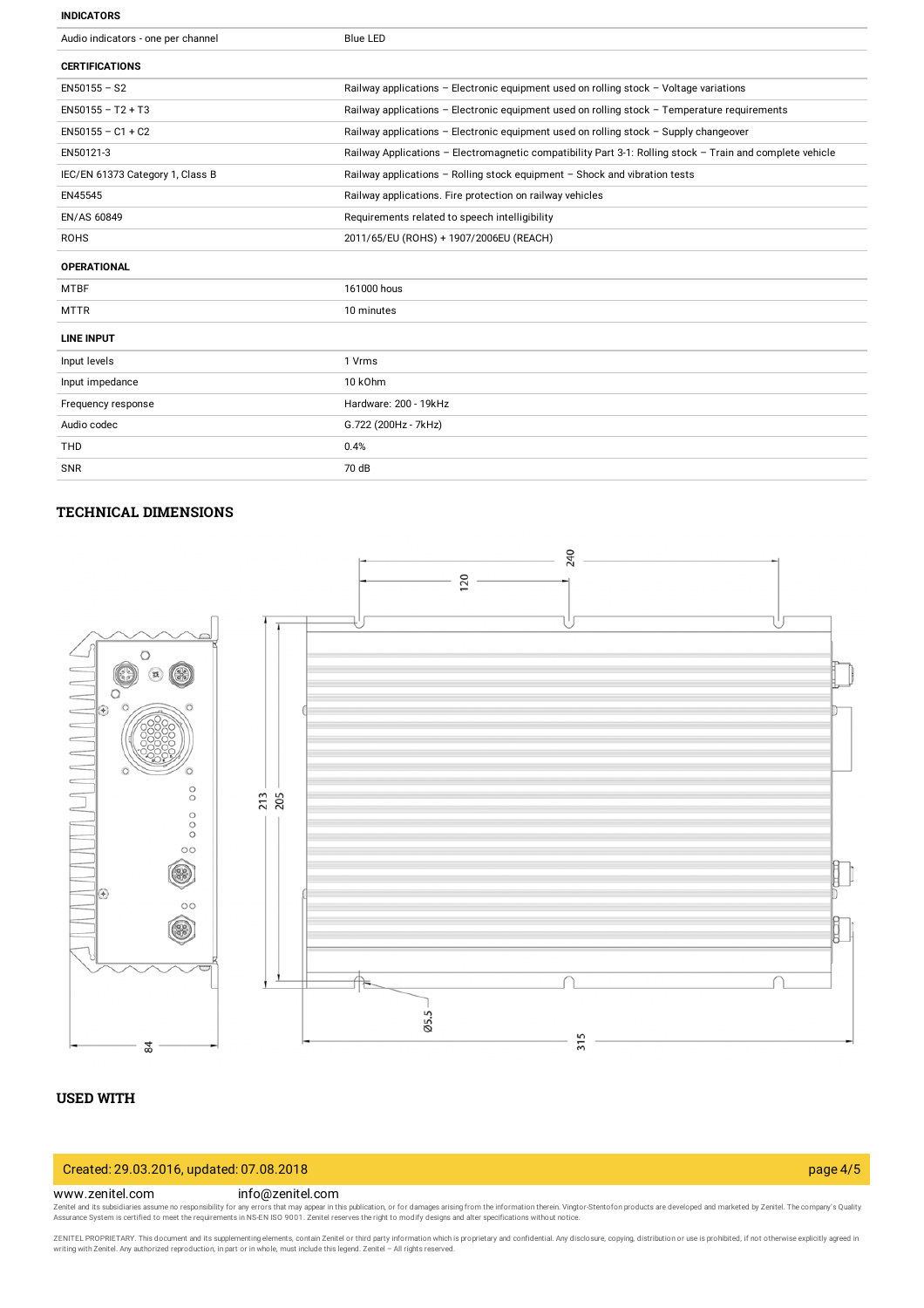| INDICATORS | |
|---|---|
| Audio indicators - one per channel | Blue LED |

| CERTIFICATIONS | |
|---|---|
| EN50155 – S2 | Railway applications – Electronic equipment used on rolling stock – Voltage variations |
| EN50155 – T2 + T3 | Railway applications – Electronic equipment used on rolling stock – Temperature requirements |
| EN50155 – C1 + C2 | Railway applications – Electronic equipment used on rolling stock – Supply changeover |
| EN50121-3 | Railway Applications – Electromagnetic compatibility Part 3-1: Rolling stock – Train and complete vehicle |
| IEC/EN 61373 Category 1, Class B | Railway applications – Rolling stock equipment – Shock and vibration tests |
| EN45545 | Railway applications. Fire protection on railway vehicles |
| EN/AS 60849 | Requirements related to speech intelligibility |
| ROHS | 2011/65/EU (ROHS) + 1907/2006EU (REACH) |

| OPERATIONAL | |
|---|---|
| MTBF | 161000 hous |
| MTTR | 10 minutes |

| LINE INPUT | |
|---|---|
| Input levels | 1 Vrms |
| Input impedance | 10 kOhm |
| Frequency response | Hardware: 200 - 19kHz |
| Audio codec | G.722 (200Hz - 7kHz) |
| THD | 0.4% |
| SNR | 70 dB |

## TECHNICAL DIMENSIONS

## USED WITH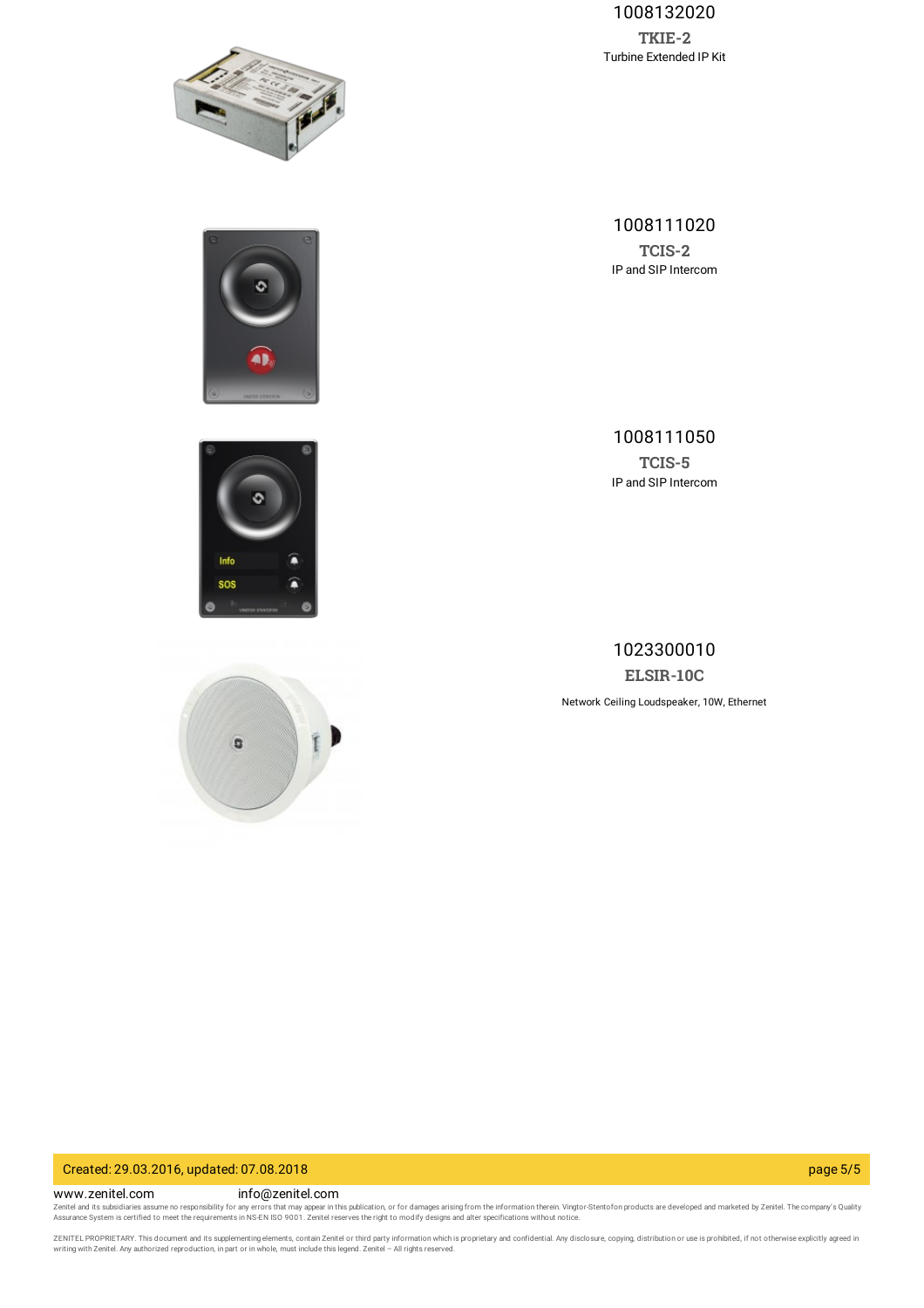1008132020

**TKIE-2**

Turbine Extended IP Kit

1008111020

**TCIS-2**

IP and SIP Intercom

1008111050

**TCIS-5**

IP and SIP Intercom

1023300010

**ELSIR-10C**

Network Ceiling Loudspeaker, 10W, Ethernet

Created: 29.03.2016, updated: 07.08.2018

www.zenitel.com info@zenitel.com

Zenitel and its subsidiaries assume no responsibility for any errors that may appear in this publication, or for damages arising from the information therein. Vingtor-Stentofon products are developed and marketed by Zenitel. The company's Quality Assurance System is certified to meet the requirements in NS-EN ISO 9001. Zenitel reserves the right to modify designs and alter specifications without notice.

ZENITEL PROPRIETARY. This document and its supplementing elements, contain Zenitel or third party information which is proprietary and confidential. Any disclosure, copying, distribution or use is prohibited, if not otherwise explicitly agreed in writing with Zenitel. Any authorized reproduction, in part or in whole, must include this legend. Zenitel – All rights reserved.